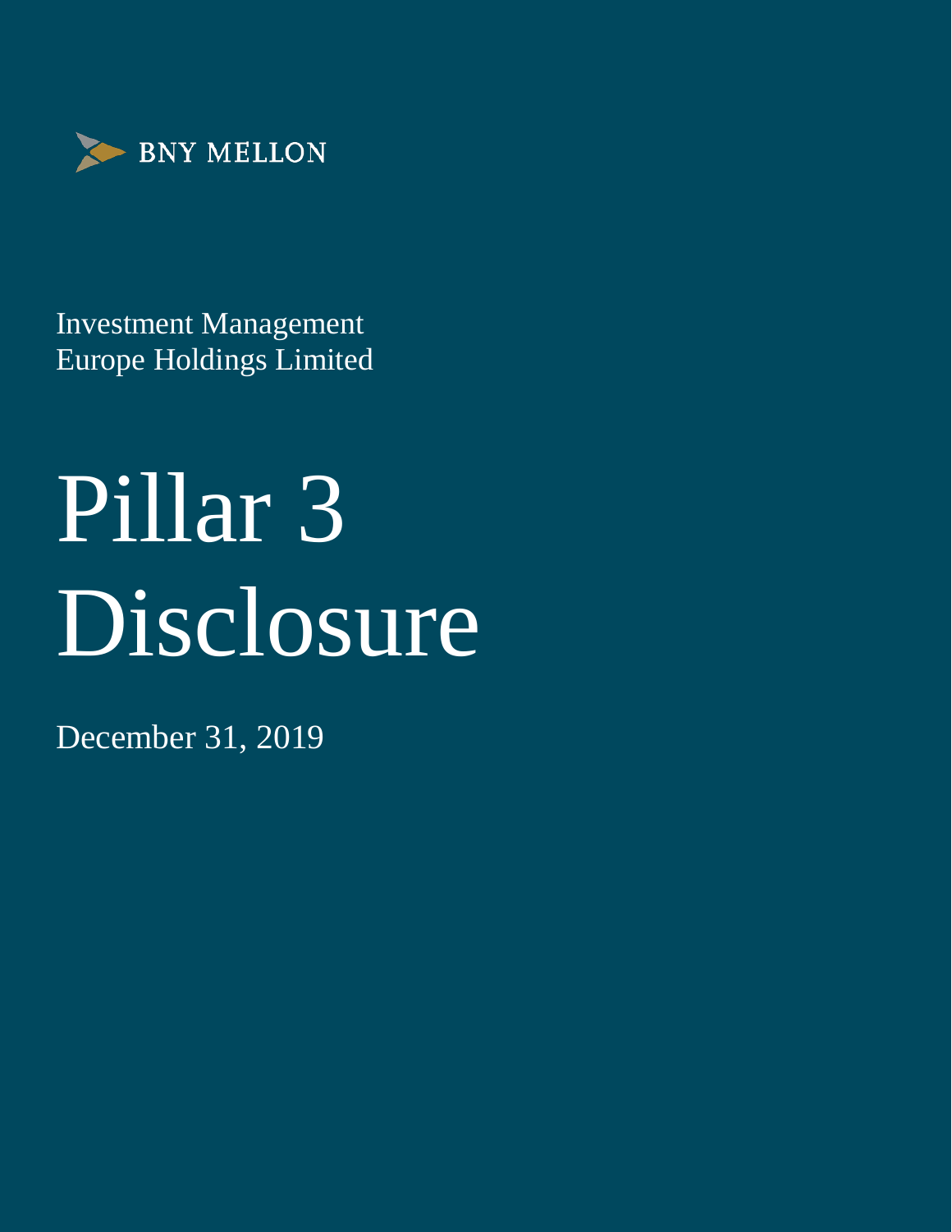BNY MELLON

Investment Management
Europe Holdings Limited

# Pillar 3 Disclosure

December 31, 2019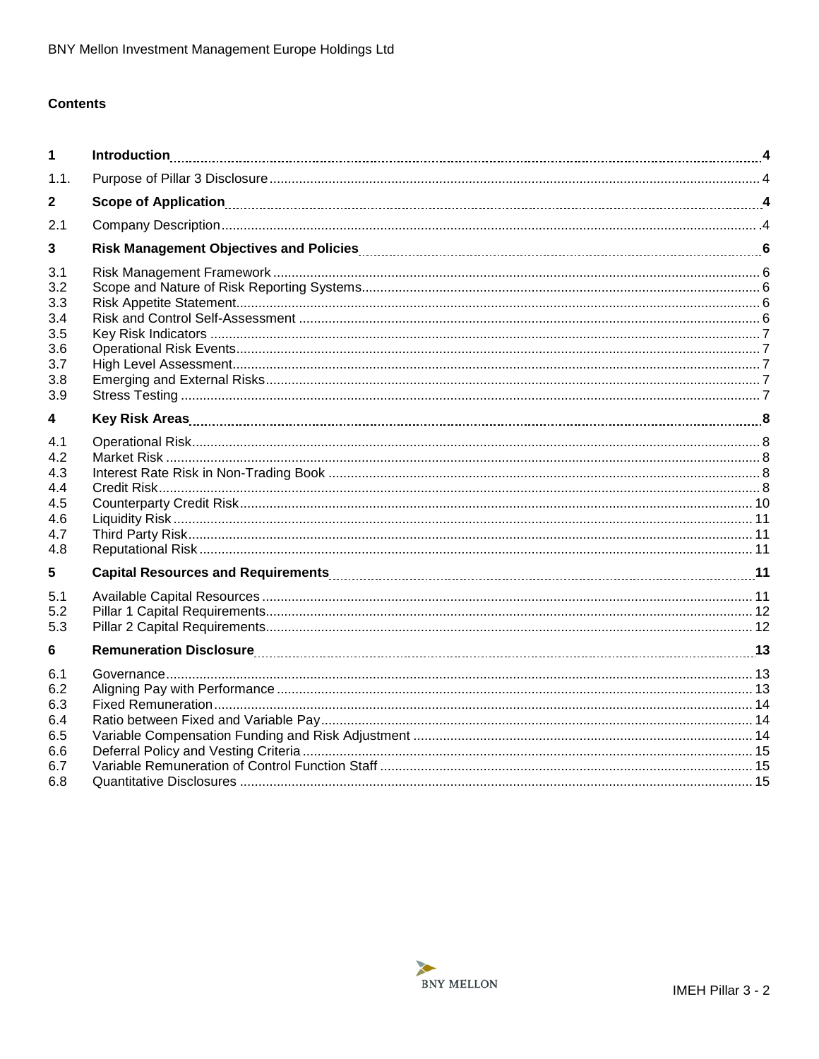## Contents

| | | |
|---|---|---|
| **1** | **Introduction** | **4** |
| 1.1. | Purpose of Pillar 3 Disclosure | 4 |
| **2** | **Scope of Application** | **4** |
| 2.1 | Company Description | .4 |
| **3** | **Risk Management Objectives and Policies** | **6** |
| 3.1 | Risk Management Framework | 6 |
| 3.2 | Scope and Nature of Risk Reporting Systems | 6 |
| 3.3 | Risk Appetite Statement | 6 |
| 3.4 | Risk and Control Self-Assessment | 6 |
| 3.5 | Key Risk Indicators | 7 |
| 3.6 | Operational Risk Events | 7 |
| 3.7 | High Level Assessment | 7 |
| 3.8 | Emerging and External Risks | 7 |
| 3.9 | Stress Testing | 7 |
| **4** | **Key Risk Areas** | **8** |
| 4.1 | Operational Risk | 8 |
| 4.2 | Market Risk | 8 |
| 4.3 | Interest Rate Risk in Non-Trading Book | 8 |
| 4.4 | Credit Risk | 8 |
| 4.5 | Counterparty Credit Risk | 10 |
| 4.6 | Liquidity Risk | 11 |
| 4.7 | Third Party Risk | 11 |
| 4.8 | Reputational Risk | 11 |
| **5** | **Capital Resources and Requirements** | **11** |
| 5.1 | Available Capital Resources | 11 |
| 5.2 | Pillar 1 Capital Requirements | 12 |
| 5.3 | Pillar 2 Capital Requirements | 12 |
| **6** | **Remuneration Disclosure** | **13** |
| 6.1 | Governance | 13 |
| 6.2 | Aligning Pay with Performance | 13 |
| 6.3 | Fixed Remuneration | 14 |
| 6.4 | Ratio between Fixed and Variable Pay | 14 |
| 6.5 | Variable Compensation Funding and Risk Adjustment | 14 |
| 6.6 | Deferral Policy and Vesting Criteria | 15 |
| 6.7 | Variable Remuneration of Control Function Staff | 15 |
| 6.8 | Quantitative Disclosures | 15 |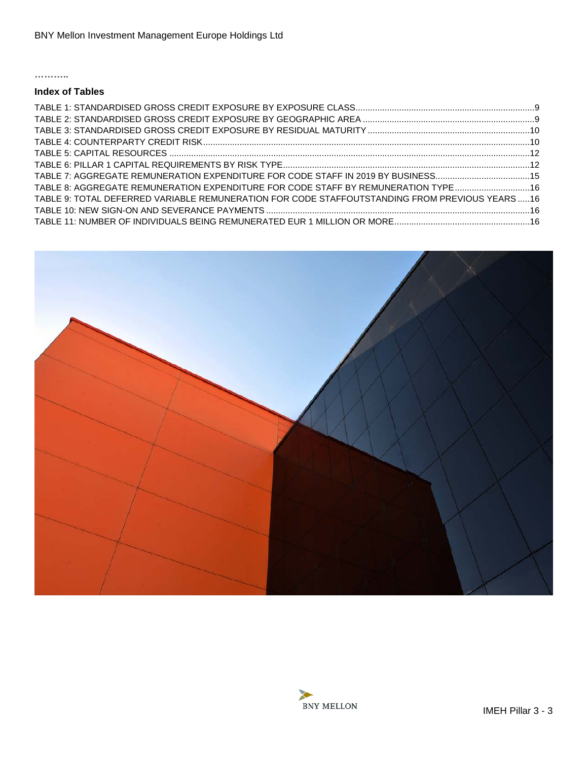………..

## Index of Tables

TABLE 1: STANDARDISED GROSS CREDIT EXPOSURE BY EXPOSURE CLASS.........................................................................9
TABLE 2: STANDARDISED GROSS CREDIT EXPOSURE BY GEOGRAPHIC AREA .....................................................................9
TABLE 3: STANDARDISED GROSS CREDIT EXPOSURE BY RESIDUAL MATURITY ..................................................................10
TABLE 4: COUNTERPARTY CREDIT RISK.....................................................................................................................10
TABLE 5: CAPITAL RESOURCES ....................................................................................................................................12
TABLE 6: PILLAR 1 CAPITAL REQUIREMENTS BY RISK TYPE.....................................................................................................12
TABLE 7: AGGREGATE REMUNERATION EXPENDITURE FOR CODE STAFF IN 2019 BY BUSINESS.......................................15
TABLE 8: AGGREGATE REMUNERATION EXPENDITURE FOR CODE STAFF BY REMUNERATION TYPE...............................16
TABLE 9: TOTAL DEFERRED VARIABLE REMUNERATION FOR CODE STAFFOUTSTANDING FROM PREVIOUS YEARS .....16
TABLE 10: NEW SIGN-ON AND SEVERANCE PAYMENTS ............................................................................................................16
TABLE 11: NUMBER OF INDIVIDUALS BEING REMUNERATED EUR 1 MILLION OR MORE........................................................16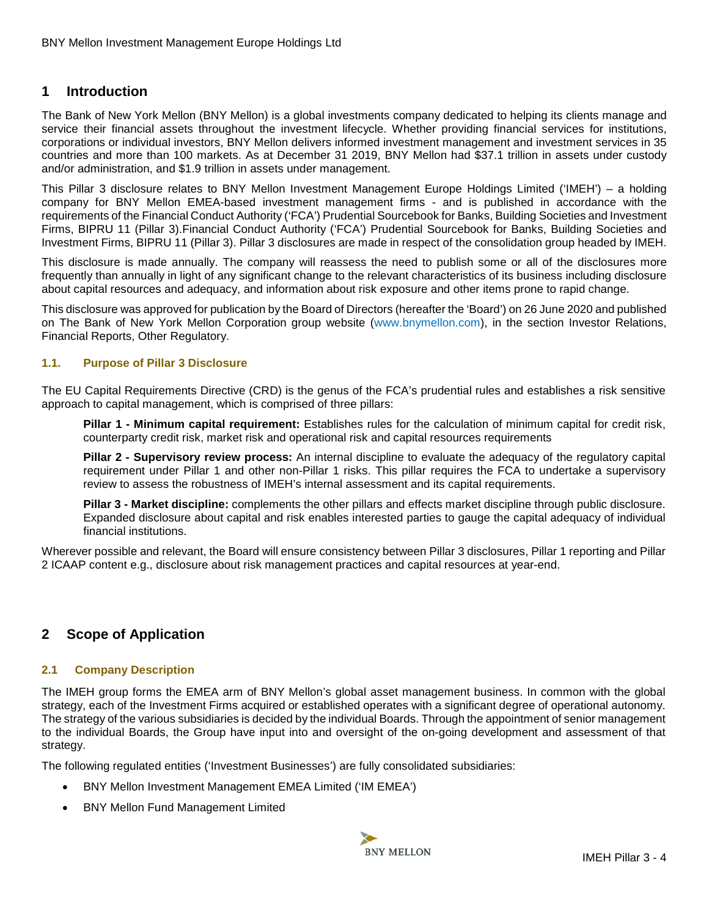# 1 Introduction

The Bank of New York Mellon (BNY Mellon) is a global investments company dedicated to helping its clients manage and service their financial assets throughout the investment lifecycle. Whether providing financial services for institutions, corporations or individual investors, BNY Mellon delivers informed investment management and investment services in 35 countries and more than 100 markets. As at December 31 2019, BNY Mellon had $37.1 trillion in assets under custody and/or administration, and $1.9 trillion in assets under management.

This Pillar 3 disclosure relates to BNY Mellon Investment Management Europe Holdings Limited ('IMEH') – a holding company for BNY Mellon EMEA-based investment management firms - and is published in accordance with the requirements of the Financial Conduct Authority ('FCA') Prudential Sourcebook for Banks, Building Societies and Investment Firms, BIPRU 11 (Pillar 3).Financial Conduct Authority ('FCA') Prudential Sourcebook for Banks, Building Societies and Investment Firms, BIPRU 11 (Pillar 3). Pillar 3 disclosures are made in respect of the consolidation group headed by IMEH.

This disclosure is made annually. The company will reassess the need to publish some or all of the disclosures more frequently than annually in light of any significant change to the relevant characteristics of its business including disclosure about capital resources and adequacy, and information about risk exposure and other items prone to rapid change.

This disclosure was approved for publication by the Board of Directors (hereafter the 'Board') on 26 June 2020 and published on The Bank of New York Mellon Corporation group website (www.bnymellon.com), in the section Investor Relations, Financial Reports, Other Regulatory.

### 1.1. Purpose of Pillar 3 Disclosure

The EU Capital Requirements Directive (CRD) is the genus of the FCA's prudential rules and establishes a risk sensitive approach to capital management, which is comprised of three pillars:

**Pillar 1 - Minimum capital requirement:** Establishes rules for the calculation of minimum capital for credit risk, counterparty credit risk, market risk and operational risk and capital resources requirements

**Pillar 2 - Supervisory review process:** An internal discipline to evaluate the adequacy of the regulatory capital requirement under Pillar 1 and other non-Pillar 1 risks. This pillar requires the FCA to undertake a supervisory review to assess the robustness of IMEH's internal assessment and its capital requirements.

**Pillar 3 - Market discipline:** complements the other pillars and effects market discipline through public disclosure. Expanded disclosure about capital and risk enables interested parties to gauge the capital adequacy of individual financial institutions.

Wherever possible and relevant, the Board will ensure consistency between Pillar 3 disclosures, Pillar 1 reporting and Pillar 2 ICAAP content e.g., disclosure about risk management practices and capital resources at year-end.

# 2 Scope of Application

### 2.1 Company Description

The IMEH group forms the EMEA arm of BNY Mellon's global asset management business. In common with the global strategy, each of the Investment Firms acquired or established operates with a significant degree of operational autonomy. The strategy of the various subsidiaries is decided by the individual Boards. Through the appointment of senior management to the individual Boards, the Group have input into and oversight of the on-going development and assessment of that strategy.

The following regulated entities ('Investment Businesses') are fully consolidated subsidiaries:

- BNY Mellon Investment Management EMEA Limited ('IM EMEA')
- BNY Mellon Fund Management Limited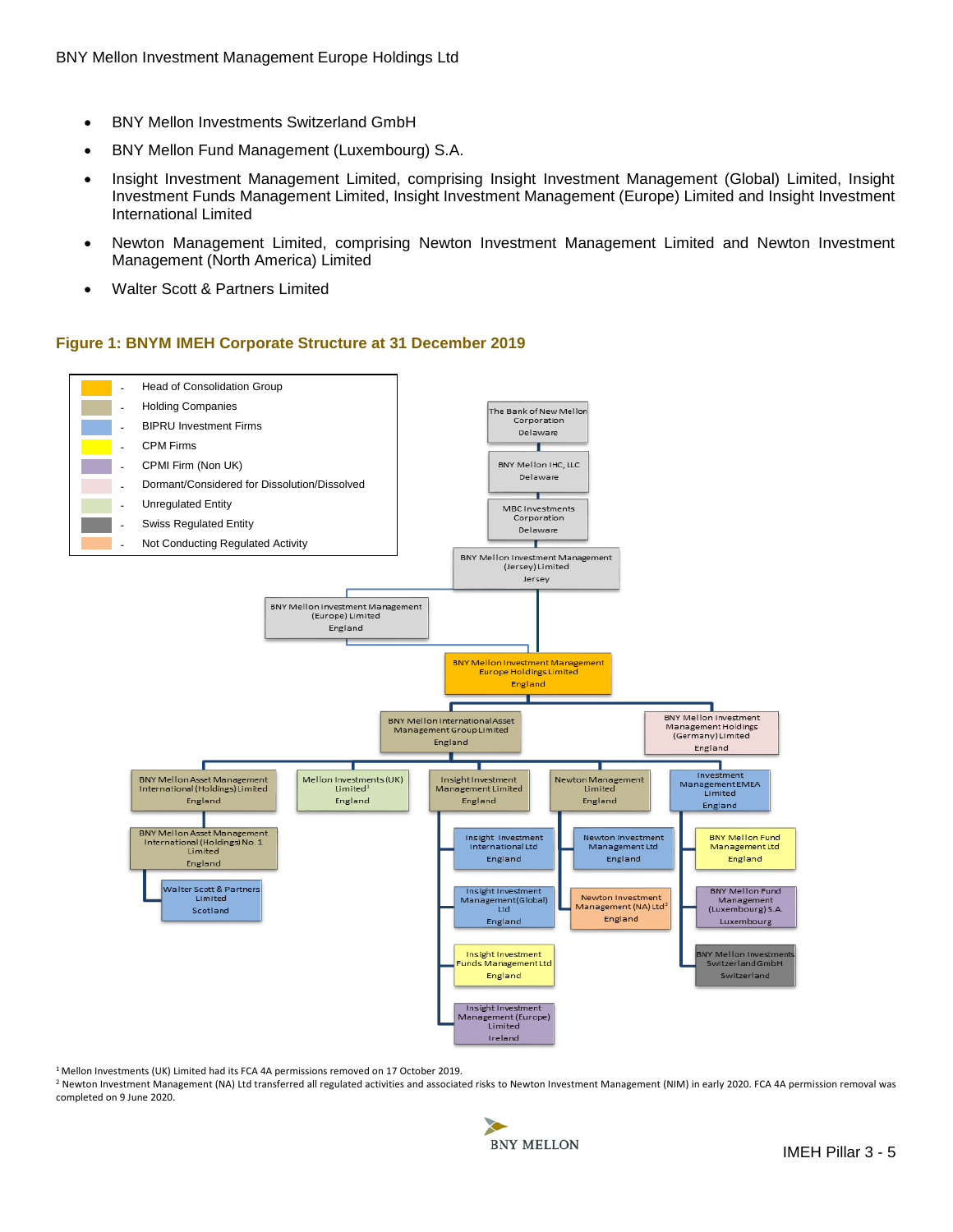- BNY Mellon Investments Switzerland GmbH
- BNY Mellon Fund Management (Luxembourg) S.A.
- Insight Investment Management Limited, comprising Insight Investment Management (Global) Limited, Insight Investment Funds Management Limited, Insight Investment Management (Europe) Limited and Insight Investment International Limited
- Newton Management Limited, comprising Newton Investment Management Limited and Newton Investment Management (North America) Limited
- Walter Scott & Partners Limited

### Figure 1: BNYM IMEH Corporate Structure at 31 December 2019

Head of Consolidation Group
Holding Companies
BIPRU Investment Firms
CPM Firms
CPMI Firm (Non UK)
Dormant/Considered for Dissolution/Dissolved
Unregulated Entity
Swiss Regulated Entity
Not Conducting Regulated Activity

The Bank of New Mellon Corporation Delaware
BNY Mellon IHC, LLC Delaware
MBC Investments Corporation Delaware
BNY Mellon Investment Management (Jersey) Limited Jersey
BNY Mellon Investment Management (Europe) Limited England
BNY Mellon Investment Management Europe Holdings Limited England
BNY Mellon International Asset Management Group Limited England
BNY Mellon Investment Management Holdings (Germany) Limited England
BNY Mellon Asset Management International (Holdings) Limited England
Mellon Investments (UK) Limited[1] England
Insight Investment Management Limited England
Newton Management Limited England
Investment Management EMEA Limited England
BNY Mellon Asset Management International (Holdings) No. 1 Limited England
Walter Scott & Partners Limited Scotland
Insight Investment International Ltd England
Insight Investment Management (Global) Ltd England
Insight Investment Funds Management Ltd England
Insight Investment Management (Europe) Limited Ireland
Newton Investment Management Ltd England
Newton Investment Management (NA) Ltd[2] England
BNY Mellon Fund Management Ltd England
BNY Mellon Fund Management (Luxembourg) S.A. Luxembourg
BNY Mellon Investments Switzerland GmbH Switzerland

[1] Mellon Investments (UK) Limited had its FCA 4A permissions removed on 17 October 2019.

[2] Newton Investment Management (NA) Ltd transferred all regulated activities and associated risks to Newton Investment Management (NIM) in early 2020. FCA 4A permission removal was completed on 9 June 2020.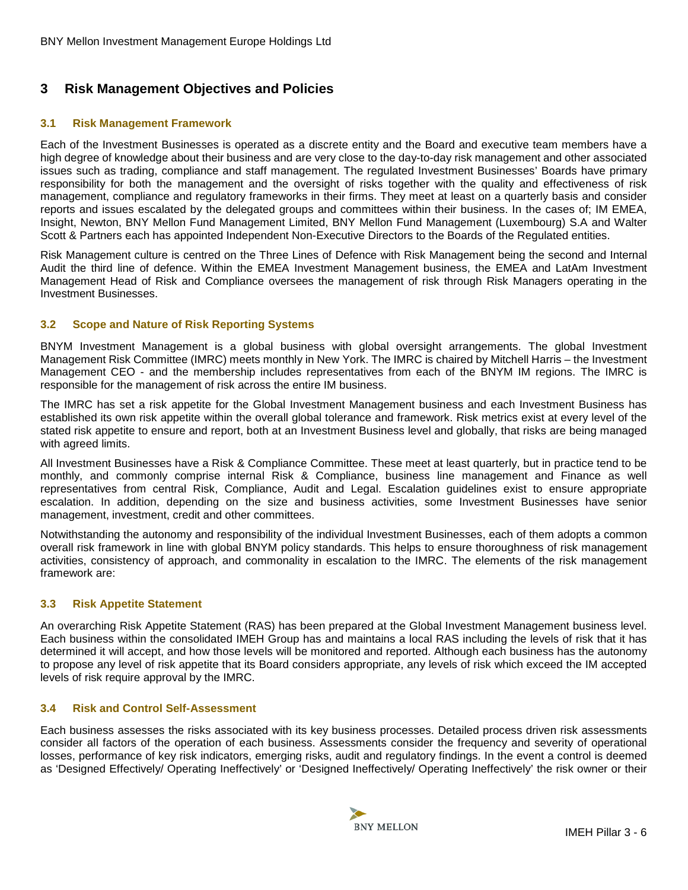## 3 Risk Management Objectives and Policies

### 3.1 Risk Management Framework

Each of the Investment Businesses is operated as a discrete entity and the Board and executive team members have a high degree of knowledge about their business and are very close to the day-to-day risk management and other associated issues such as trading, compliance and staff management. The regulated Investment Businesses' Boards have primary responsibility for both the management and the oversight of risks together with the quality and effectiveness of risk management, compliance and regulatory frameworks in their firms. They meet at least on a quarterly basis and consider reports and issues escalated by the delegated groups and committees within their business. In the cases of; IM EMEA, Insight, Newton, BNY Mellon Fund Management Limited, BNY Mellon Fund Management (Luxembourg) S.A and Walter Scott & Partners each has appointed Independent Non-Executive Directors to the Boards of the Regulated entities.

Risk Management culture is centred on the Three Lines of Defence with Risk Management being the second and Internal Audit the third line of defence. Within the EMEA Investment Management business, the EMEA and LatAm Investment Management Head of Risk and Compliance oversees the management of risk through Risk Managers operating in the Investment Businesses.

### 3.2 Scope and Nature of Risk Reporting Systems

BNYM Investment Management is a global business with global oversight arrangements. The global Investment Management Risk Committee (IMRC) meets monthly in New York. The IMRC is chaired by Mitchell Harris – the Investment Management CEO - and the membership includes representatives from each of the BNYM IM regions. The IMRC is responsible for the management of risk across the entire IM business.

The IMRC has set a risk appetite for the Global Investment Management business and each Investment Business has established its own risk appetite within the overall global tolerance and framework. Risk metrics exist at every level of the stated risk appetite to ensure and report, both at an Investment Business level and globally, that risks are being managed with agreed limits.

All Investment Businesses have a Risk & Compliance Committee. These meet at least quarterly, but in practice tend to be monthly, and commonly comprise internal Risk & Compliance, business line management and Finance as well representatives from central Risk, Compliance, Audit and Legal. Escalation guidelines exist to ensure appropriate escalation. In addition, depending on the size and business activities, some Investment Businesses have senior management, investment, credit and other committees.

Notwithstanding the autonomy and responsibility of the individual Investment Businesses, each of them adopts a common overall risk framework in line with global BNYM policy standards. This helps to ensure thoroughness of risk management activities, consistency of approach, and commonality in escalation to the IMRC. The elements of the risk management framework are:

### 3.3 Risk Appetite Statement

An overarching Risk Appetite Statement (RAS) has been prepared at the Global Investment Management business level. Each business within the consolidated IMEH Group has and maintains a local RAS including the levels of risk that it has determined it will accept, and how those levels will be monitored and reported. Although each business has the autonomy to propose any level of risk appetite that its Board considers appropriate, any levels of risk which exceed the IM accepted levels of risk require approval by the IMRC.

### 3.4 Risk and Control Self-Assessment

Each business assesses the risks associated with its key business processes. Detailed process driven risk assessments consider all factors of the operation of each business. Assessments consider the frequency and severity of operational losses, performance of key risk indicators, emerging risks, audit and regulatory findings. In the event a control is deemed as 'Designed Effectively/ Operating Ineffectively' or 'Designed Ineffectively/ Operating Ineffectively' the risk owner or their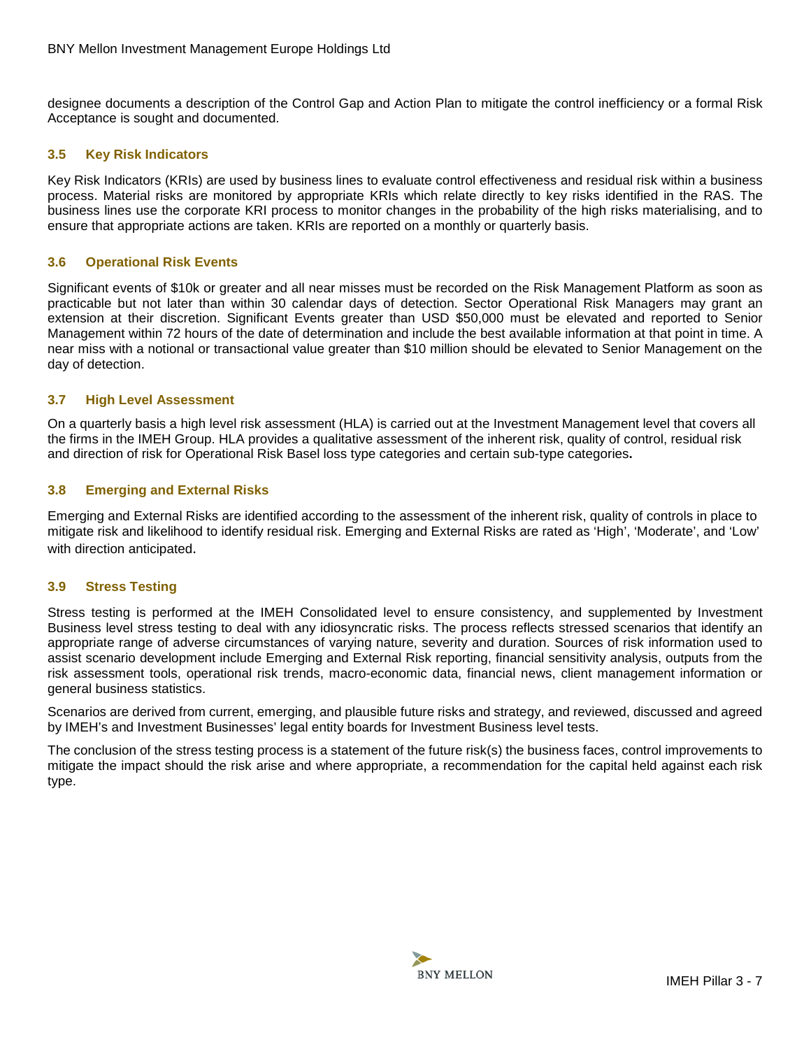designee documents a description of the Control Gap and Action Plan to mitigate the control inefficiency or a formal Risk Acceptance is sought and documented.

### 3.5 Key Risk Indicators

Key Risk Indicators (KRIs) are used by business lines to evaluate control effectiveness and residual risk within a business process. Material risks are monitored by appropriate KRIs which relate directly to key risks identified in the RAS. The business lines use the corporate KRI process to monitor changes in the probability of the high risks materialising, and to ensure that appropriate actions are taken. KRIs are reported on a monthly or quarterly basis.

### 3.6 Operational Risk Events

Significant events of $10k or greater and all near misses must be recorded on the Risk Management Platform as soon as practicable but not later than within 30 calendar days of detection. Sector Operational Risk Managers may grant an extension at their discretion. Significant Events greater than USD $50,000 must be elevated and reported to Senior Management within 72 hours of the date of determination and include the best available information at that point in time. A near miss with a notional or transactional value greater than $10 million should be elevated to Senior Management on the day of detection.

### 3.7 High Level Assessment

On a quarterly basis a high level risk assessment (HLA) is carried out at the Investment Management level that covers all the firms in the IMEH Group. HLA provides a qualitative assessment of the inherent risk, quality of control, residual risk and direction of risk for Operational Risk Basel loss type categories and certain sub-type categories**.**

### 3.8 Emerging and External Risks

Emerging and External Risks are identified according to the assessment of the inherent risk, quality of controls in place to mitigate risk and likelihood to identify residual risk. Emerging and External Risks are rated as 'High', 'Moderate', and 'Low' with direction anticipated.

### 3.9 Stress Testing

Stress testing is performed at the IMEH Consolidated level to ensure consistency, and supplemented by Investment Business level stress testing to deal with any idiosyncratic risks. The process reflects stressed scenarios that identify an appropriate range of adverse circumstances of varying nature, severity and duration. Sources of risk information used to assist scenario development include Emerging and External Risk reporting, financial sensitivity analysis, outputs from the risk assessment tools, operational risk trends, macro-economic data, financial news, client management information or general business statistics.

Scenarios are derived from current, emerging, and plausible future risks and strategy, and reviewed, discussed and agreed by IMEH's and Investment Businesses' legal entity boards for Investment Business level tests.

The conclusion of the stress testing process is a statement of the future risk(s) the business faces, control improvements to mitigate the impact should the risk arise and where appropriate, a recommendation for the capital held against each risk type.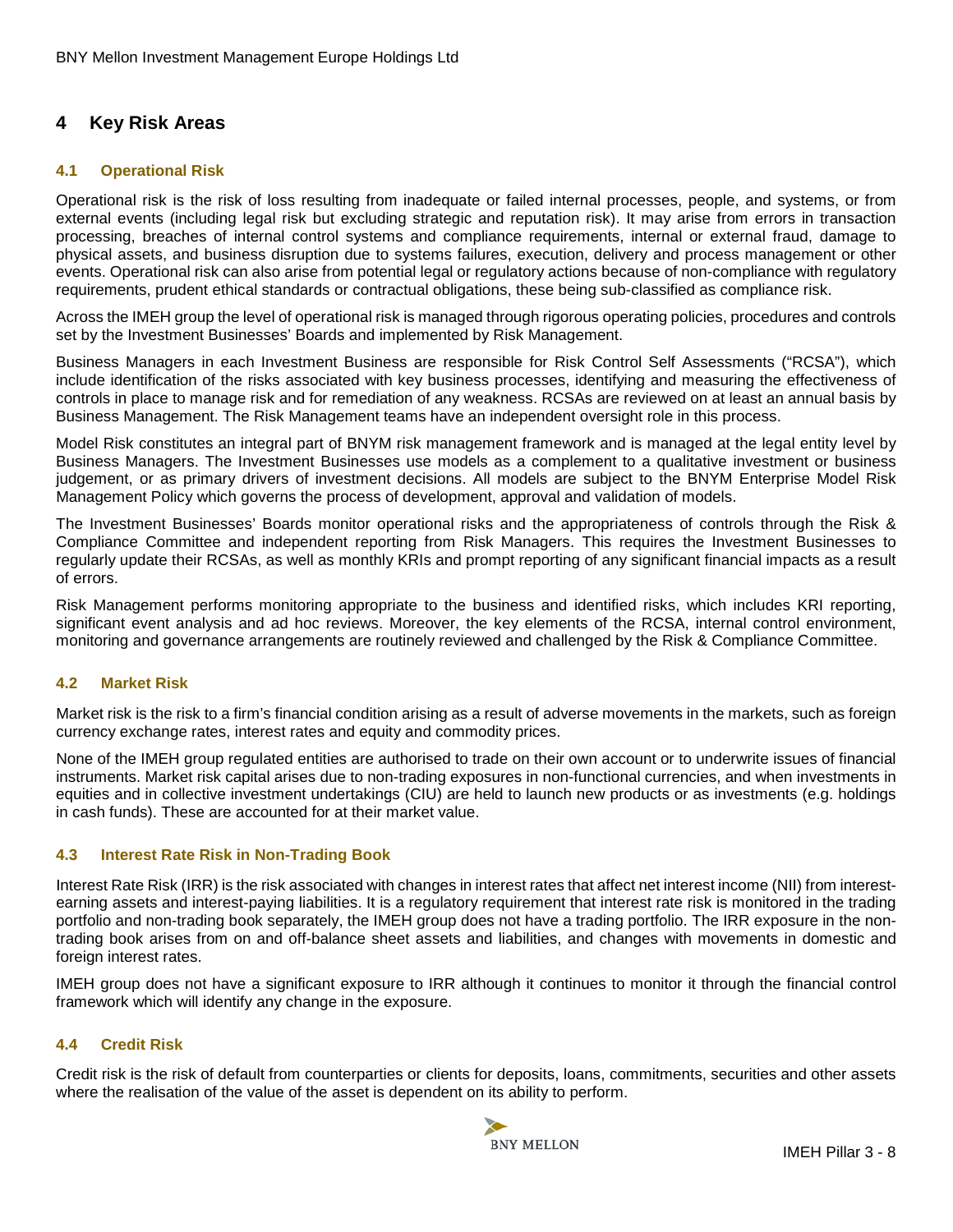# 4 Key Risk Areas

## 4.1 Operational Risk

Operational risk is the risk of loss resulting from inadequate or failed internal processes, people, and systems, or from external events (including legal risk but excluding strategic and reputation risk). It may arise from errors in transaction processing, breaches of internal control systems and compliance requirements, internal or external fraud, damage to physical assets, and business disruption due to systems failures, execution, delivery and process management or other events. Operational risk can also arise from potential legal or regulatory actions because of non-compliance with regulatory requirements, prudent ethical standards or contractual obligations, these being sub-classified as compliance risk.

Across the IMEH group the level of operational risk is managed through rigorous operating policies, procedures and controls set by the Investment Businesses' Boards and implemented by Risk Management.

Business Managers in each Investment Business are responsible for Risk Control Self Assessments ("RCSA"), which include identification of the risks associated with key business processes, identifying and measuring the effectiveness of controls in place to manage risk and for remediation of any weakness. RCSAs are reviewed on at least an annual basis by Business Management. The Risk Management teams have an independent oversight role in this process.

Model Risk constitutes an integral part of BNYM risk management framework and is managed at the legal entity level by Business Managers. The Investment Businesses use models as a complement to a qualitative investment or business judgement, or as primary drivers of investment decisions. All models are subject to the BNYM Enterprise Model Risk Management Policy which governs the process of development, approval and validation of models.

The Investment Businesses' Boards monitor operational risks and the appropriateness of controls through the Risk & Compliance Committee and independent reporting from Risk Managers. This requires the Investment Businesses to regularly update their RCSAs, as well as monthly KRIs and prompt reporting of any significant financial impacts as a result of errors.

Risk Management performs monitoring appropriate to the business and identified risks, which includes KRI reporting, significant event analysis and ad hoc reviews. Moreover, the key elements of the RCSA, internal control environment, monitoring and governance arrangements are routinely reviewed and challenged by the Risk & Compliance Committee.

## 4.2 Market Risk

Market risk is the risk to a firm's financial condition arising as a result of adverse movements in the markets, such as foreign currency exchange rates, interest rates and equity and commodity prices.

None of the IMEH group regulated entities are authorised to trade on their own account or to underwrite issues of financial instruments. Market risk capital arises due to non-trading exposures in non-functional currencies, and when investments in equities and in collective investment undertakings (CIU) are held to launch new products or as investments (e.g. holdings in cash funds). These are accounted for at their market value.

## 4.3 Interest Rate Risk in Non-Trading Book

Interest Rate Risk (IRR) is the risk associated with changes in interest rates that affect net interest income (NII) from interest-earning assets and interest-paying liabilities. It is a regulatory requirement that interest rate risk is monitored in the trading portfolio and non-trading book separately, the IMEH group does not have a trading portfolio. The IRR exposure in the non-trading book arises from on and off-balance sheet assets and liabilities, and changes with movements in domestic and foreign interest rates.

IMEH group does not have a significant exposure to IRR although it continues to monitor it through the financial control framework which will identify any change in the exposure.

## 4.4 Credit Risk

Credit risk is the risk of default from counterparties or clients for deposits, loans, commitments, securities and other assets where the realisation of the value of the asset is dependent on its ability to perform.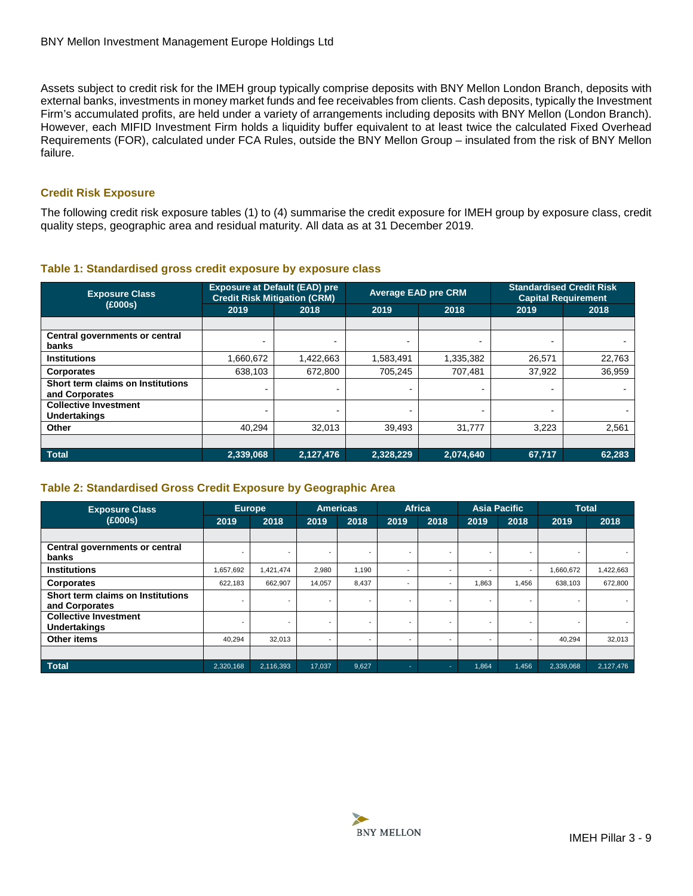Assets subject to credit risk for the IMEH group typically comprise deposits with BNY Mellon London Branch, deposits with external banks, investments in money market funds and fee receivables from clients. Cash deposits, typically the Investment Firm's accumulated profits, are held under a variety of arrangements including deposits with BNY Mellon (London Branch). However, each MIFID Investment Firm holds a liquidity buffer equivalent to at least twice the calculated Fixed Overhead Requirements (FOR), calculated under FCA Rules, outside the BNY Mellon Group – insulated from the risk of BNY Mellon failure.

### Credit Risk Exposure

The following credit risk exposure tables (1) to (4) summarise the credit exposure for IMEH group by exposure class, credit quality steps, geographic area and residual maturity. All data as at 31 December 2019.

#### Table 1: Standardised gross credit exposure by exposure class

| Exposure Class (£000s) | Exposure at Default (EAD) pre Credit Risk Mitigation (CRM) | | Average EAD pre CRM | | Standardised Credit Risk Capital Requirement | |
|---|---|---|---|---|---|---|
| | 2019 | 2018 | 2019 | 2018 | 2019 | 2018 |
| | | | | | | |
| Central governments or central banks | - | - | - | - | - | - |
| Institutions | 1,660,672 | 1,422,663 | 1,583,491 | 1,335,382 | 26,571 | 22,763 |
| Corporates | 638,103 | 672,800 | 705,245 | 707,481 | 37,922 | 36,959 |
| Short term claims on Institutions and Corporates | - | - | - | - | - | - |
| Collective Investment Undertakings | - | - | - | - | - | - |
| Other | 40,294 | 32,013 | 39,493 | 31,777 | 3,223 | 2,561 |
| | | | | | | |
| **Total** | **2,339,068** | **2,127,476** | **2,328,229** | **2,074,640** | **67,717** | **62,283** |

#### Table 2: Standardised Gross Credit Exposure by Geographic Area

| Exposure Class (£000s) | Europe | | Americas | | Africa | | Asia Pacific | | Total | |
|---|---|---|---|---|---|---|---|---|---|---|
| | 2019 | 2018 | 2019 | 2018 | 2019 | 2018 | 2019 | 2018 | 2019 | 2018 |
| | | | | | | | | | | |
| Central governments or central banks | - | - | - | - | - | - | - | - | - | - |
| Institutions | 1,657,692 | 1,421,474 | 2,980 | 1,190 | - | - | - | - | 1,660,672 | 1,422,663 |
| Corporates | 622,183 | 662,907 | 14,057 | 8,437 | - | - | 1,863 | 1,456 | 638,103 | 672,800 |
| Short term claims on Institutions and Corporates | - | - | - | - | - | - | - | - | - | - |
| Collective Investment Undertakings | - | - | - | - | - | - | - | - | - | - |
| Other items | 40,294 | 32,013 | - | - | - | - | - | - | 40,294 | 32,013 |
| | | | | | | | | | | |
| **Total** | 2,320,168 | 2,116,393 | 17,037 | 9,627 | - | - | 1,864 | 1,456 | 2,339,068 | 2,127,476 |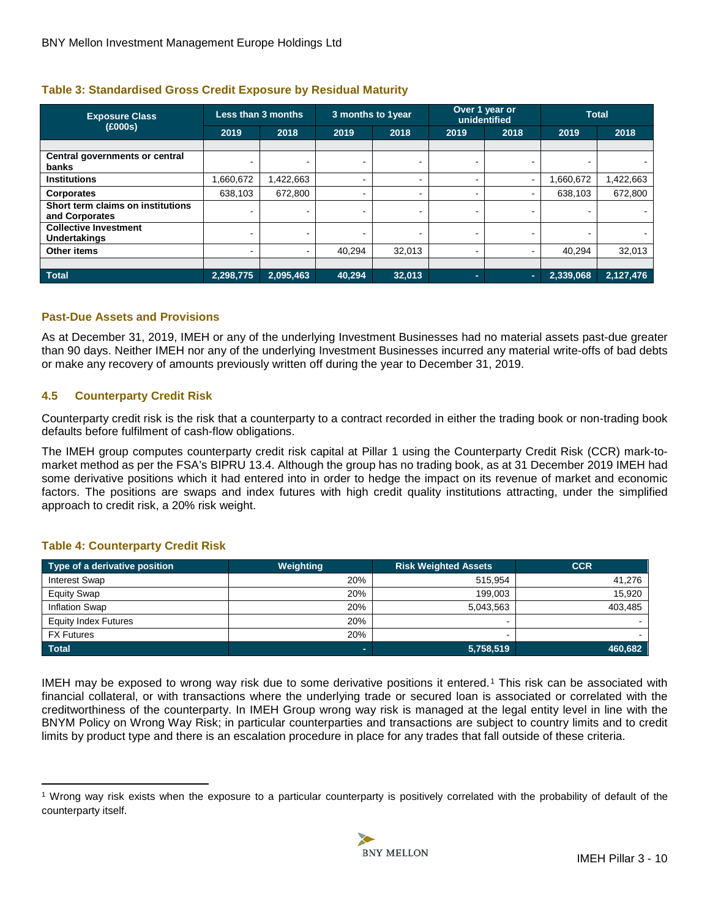### Table 3: Standardised Gross Credit Exposure by Residual Maturity

| Exposure Class (£000s) | Less than 3 months | | 3 months to 1year | | Over 1 year or unidentified | | Total | |
|---|---|---|---|---|---|---|---|---|
| | 2019 | 2018 | 2019 | 2018 | 2019 | 2018 | 2019 | 2018 |
| | | | | | | | | |
| **Central governments or central banks** | - | - | - | - | - | - | - | - |
| **Institutions** | 1,660,672 | 1,422,663 | - | - | - | - | 1,660,672 | 1,422,663 |
| **Corporates** | 638,103 | 672,800 | - | - | - | - | 638,103 | 672,800 |
| **Short term claims on institutions and Corporates** | - | - | - | - | - | - | - | - |
| **Collective Investment Undertakings** | - | - | - | - | - | - | - | - |
| **Other items** | - | - | 40,294 | 32,013 | - | - | 40,294 | 32,013 |
| | | | | | | | | |
| **Total** | **2,298,775** | **2,095,463** | **40,294** | **32,013** | **-** | **-** | **2,339,068** | **2,127,476** |

### Past-Due Assets and Provisions

As at December 31, 2019, IMEH or any of the underlying Investment Businesses had no material assets past-due greater than 90 days. Neither IMEH nor any of the underlying Investment Businesses incurred any material write-offs of bad debts or make any recovery of amounts previously written off during the year to December 31, 2019.

## 4.5 Counterparty Credit Risk

Counterparty credit risk is the risk that a counterparty to a contract recorded in either the trading book or non-trading book defaults before fulfilment of cash-flow obligations.

The IMEH group computes counterparty credit risk capital at Pillar 1 using the Counterparty Credit Risk (CCR) mark-to-market method as per the FSA's BIPRU 13.4. Although the group has no trading book, as at 31 December 2019 IMEH had some derivative positions which it had entered into in order to hedge the impact on its revenue of market and economic factors. The positions are swaps and index futures with high credit quality institutions attracting, under the simplified approach to credit risk, a 20% risk weight.

### Table 4: Counterparty Credit Risk

| Type of a derivative position | Weighting | Risk Weighted Assets | CCR |
|---|---|---|---|
| Interest Swap | 20% | 515,954 | 41,276 |
| Equity Swap | 20% | 199,003 | 15,920 |
| Inflation Swap | 20% | 5,043,563 | 403,485 |
| Equity Index Futures | 20% | - | - |
| FX Futures | 20% | - | - |
| **Total** | **-** | **5,758,519** | **460,682** |

IMEH may be exposed to wrong way risk due to some derivative positions it entered.[1] This risk can be associated with financial collateral, or with transactions where the underlying trade or secured loan is associated or correlated with the creditworthiness of the counterparty. In IMEH Group wrong way risk is managed at the legal entity level in line with the BNYM Policy on Wrong Way Risk; in particular counterparties and transactions are subject to country limits and to credit limits by product type and there is an escalation procedure in place for any trades that fall outside of these criteria.

[1] Wrong way risk exists when the exposure to a particular counterparty is positively correlated with the probability of default of the counterparty itself.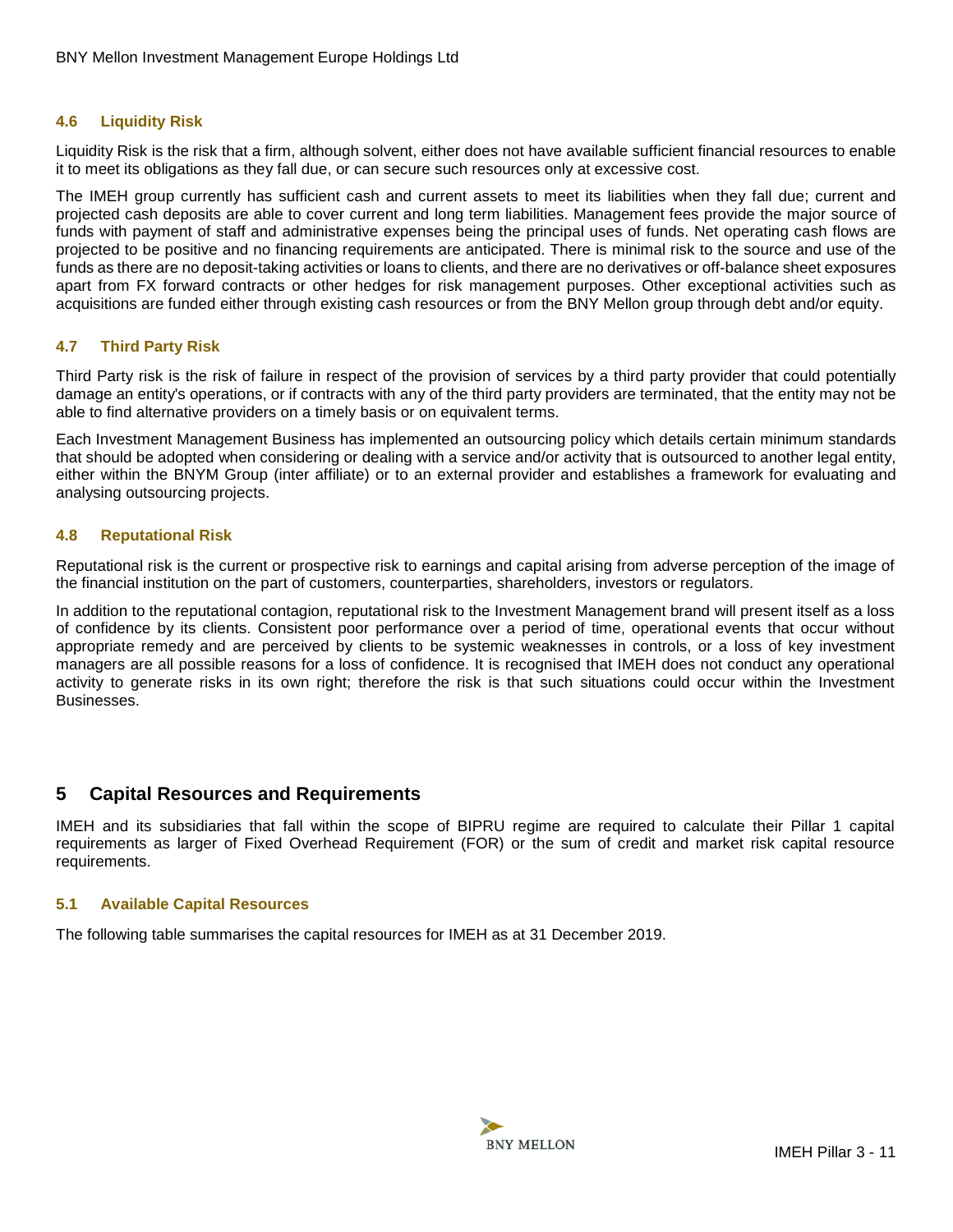### 4.6 Liquidity Risk

Liquidity Risk is the risk that a firm, although solvent, either does not have available sufficient financial resources to enable it to meet its obligations as they fall due, or can secure such resources only at excessive cost.

The IMEH group currently has sufficient cash and current assets to meet its liabilities when they fall due; current and projected cash deposits are able to cover current and long term liabilities. Management fees provide the major source of funds with payment of staff and administrative expenses being the principal uses of funds. Net operating cash flows are projected to be positive and no financing requirements are anticipated. There is minimal risk to the source and use of the funds as there are no deposit-taking activities or loans to clients, and there are no derivatives or off-balance sheet exposures apart from FX forward contracts or other hedges for risk management purposes. Other exceptional activities such as acquisitions are funded either through existing cash resources or from the BNY Mellon group through debt and/or equity.

### 4.7 Third Party Risk

Third Party risk is the risk of failure in respect of the provision of services by a third party provider that could potentially damage an entity's operations, or if contracts with any of the third party providers are terminated, that the entity may not be able to find alternative providers on a timely basis or on equivalent terms.

Each Investment Management Business has implemented an outsourcing policy which details certain minimum standards that should be adopted when considering or dealing with a service and/or activity that is outsourced to another legal entity, either within the BNYM Group (inter affiliate) or to an external provider and establishes a framework for evaluating and analysing outsourcing projects.

### 4.8 Reputational Risk

Reputational risk is the current or prospective risk to earnings and capital arising from adverse perception of the image of the financial institution on the part of customers, counterparties, shareholders, investors or regulators.

In addition to the reputational contagion, reputational risk to the Investment Management brand will present itself as a loss of confidence by its clients. Consistent poor performance over a period of time, operational events that occur without appropriate remedy and are perceived by clients to be systemic weaknesses in controls, or a loss of key investment managers are all possible reasons for a loss of confidence. It is recognised that IMEH does not conduct any operational activity to generate risks in its own right; therefore the risk is that such situations could occur within the Investment Businesses.

## 5 Capital Resources and Requirements

IMEH and its subsidiaries that fall within the scope of BIPRU regime are required to calculate their Pillar 1 capital requirements as larger of Fixed Overhead Requirement (FOR) or the sum of credit and market risk capital resource requirements.

### 5.1 Available Capital Resources

The following table summarises the capital resources for IMEH as at 31 December 2019.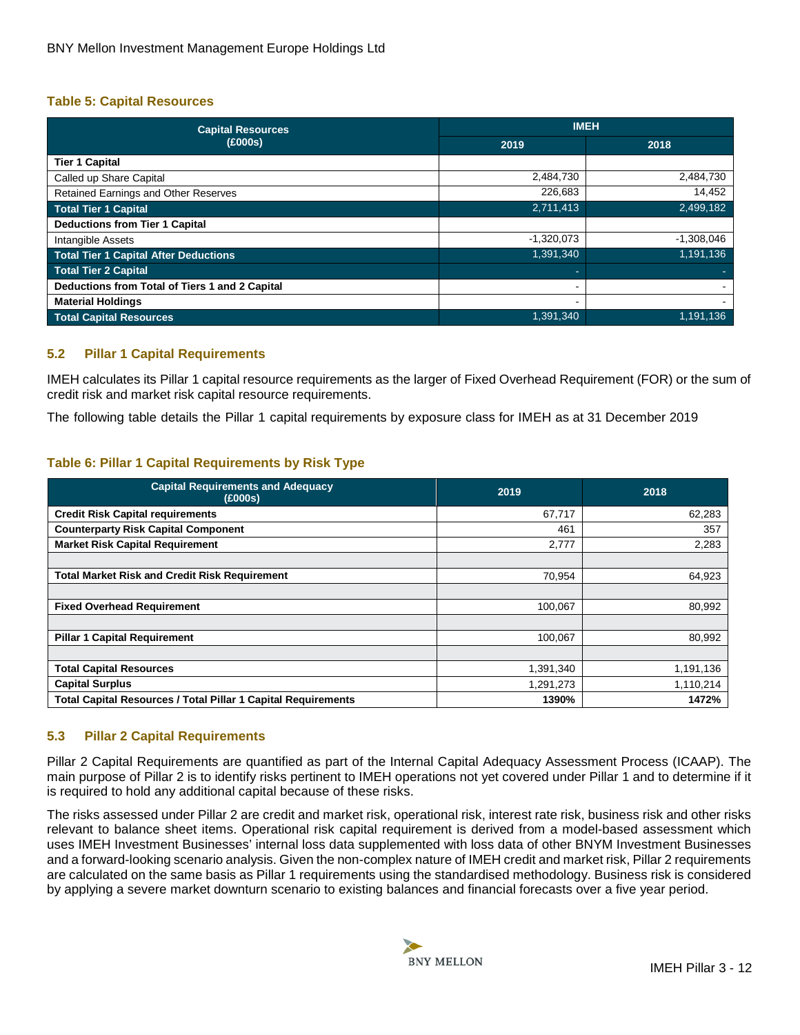**Table 5: Capital Resources**

| Capital Resources (£000s) | IMEH | |
|---|---|---|
| | **2019** | **2018** |
| **Tier 1 Capital** | | |
| Called up Share Capital | 2,484,730 | 2,484,730 |
| Retained Earnings and Other Reserves | 226,683 | 14,452 |
| **Total Tier 1 Capital** | 2,711,413 | 2,499,182 |
| **Deductions from Tier 1 Capital** | | |
| Intangible Assets | -1,320,073 | -1,308,046 |
| **Total Tier 1 Capital After Deductions** | 1,391,340 | 1,191,136 |
| **Total Tier 2 Capital** | - | - |
| **Deductions from Total of Tiers 1 and 2 Capital** | - | - |
| **Material Holdings** | - | - |
| **Total Capital Resources** | 1,391,340 | 1,191,136 |

## 5.2 Pillar 1 Capital Requirements

IMEH calculates its Pillar 1 capital resource requirements as the larger of Fixed Overhead Requirement (FOR) or the sum of credit risk and market risk capital resource requirements.

The following table details the Pillar 1 capital requirements by exposure class for IMEH as at 31 December 2019

**Table 6: Pillar 1 Capital Requirements by Risk Type**

| Capital Requirements and Adequacy (£000s) | 2019 | 2018 |
|---|---|---|
| **Credit Risk Capital requirements** | 67,717 | 62,283 |
| **Counterparty Risk Capital Component** | 461 | 357 |
| **Market Risk Capital Requirement** | 2,777 | 2,283 |
| | | |
| **Total Market Risk and Credit Risk Requirement** | 70,954 | 64,923 |
| | | |
| **Fixed Overhead Requirement** | 100,067 | 80,992 |
| | | |
| **Pillar 1 Capital Requirement** | 100,067 | 80,992 |
| | | |
| **Total Capital Resources** | 1,391,340 | 1,191,136 |
| **Capital Surplus** | 1,291,273 | 1,110,214 |
| **Total Capital Resources / Total Pillar 1 Capital Requirements** | **1390%** | **1472%** |

## 5.3 Pillar 2 Capital Requirements

Pillar 2 Capital Requirements are quantified as part of the Internal Capital Adequacy Assessment Process (ICAAP). The main purpose of Pillar 2 is to identify risks pertinent to IMEH operations not yet covered under Pillar 1 and to determine if it is required to hold any additional capital because of these risks.

The risks assessed under Pillar 2 are credit and market risk, operational risk, interest rate risk, business risk and other risks relevant to balance sheet items. Operational risk capital requirement is derived from a model-based assessment which uses IMEH Investment Businesses' internal loss data supplemented with loss data of other BNYM Investment Businesses and a forward-looking scenario analysis. Given the non-complex nature of IMEH credit and market risk, Pillar 2 requirements are calculated on the same basis as Pillar 1 requirements using the standardised methodology. Business risk is considered by applying a severe market downturn scenario to existing balances and financial forecasts over a five year period.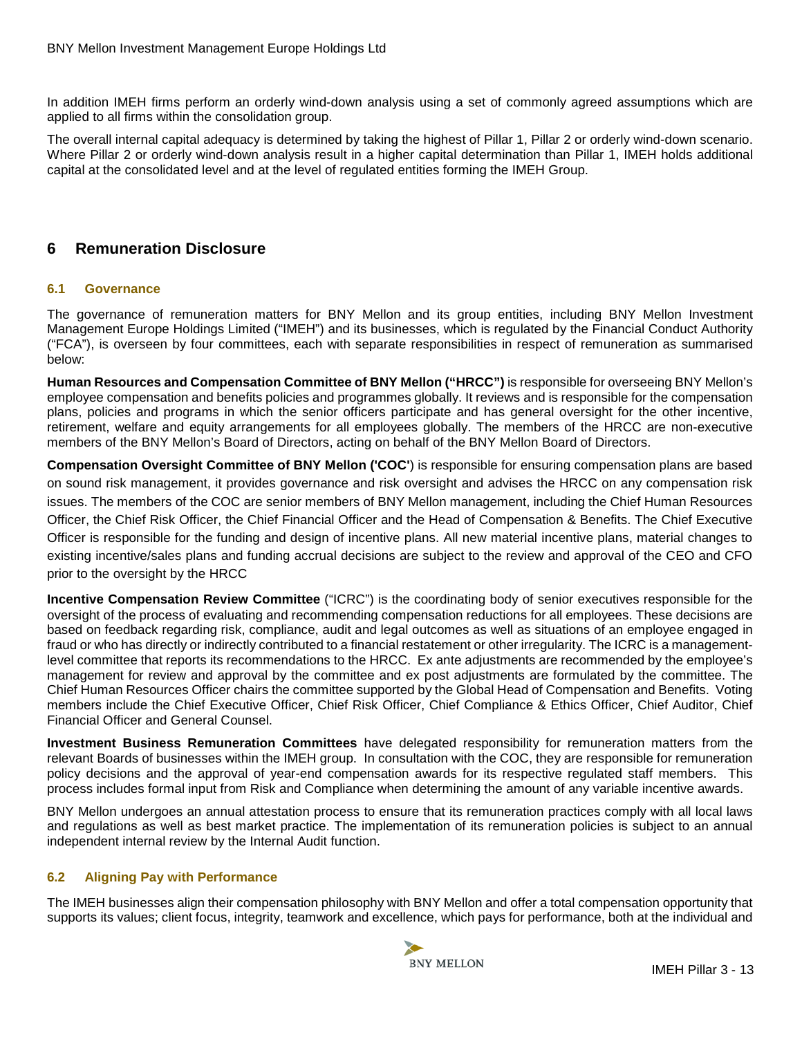In addition IMEH firms perform an orderly wind-down analysis using a set of commonly agreed assumptions which are applied to all firms within the consolidation group.

The overall internal capital adequacy is determined by taking the highest of Pillar 1, Pillar 2 or orderly wind-down scenario. Where Pillar 2 or orderly wind-down analysis result in a higher capital determination than Pillar 1, IMEH holds additional capital at the consolidated level and at the level of regulated entities forming the IMEH Group.

## 6 Remuneration Disclosure

### 6.1 Governance

The governance of remuneration matters for BNY Mellon and its group entities, including BNY Mellon Investment Management Europe Holdings Limited ("IMEH") and its businesses, which is regulated by the Financial Conduct Authority ("FCA"), is overseen by four committees, each with separate responsibilities in respect of remuneration as summarised below:

**Human Resources and Compensation Committee of BNY Mellon ("HRCC")** is responsible for overseeing BNY Mellon's employee compensation and benefits policies and programmes globally. It reviews and is responsible for the compensation plans, policies and programs in which the senior officers participate and has general oversight for the other incentive, retirement, welfare and equity arrangements for all employees globally. The members of the HRCC are non-executive members of the BNY Mellon's Board of Directors, acting on behalf of the BNY Mellon Board of Directors.

**Compensation Oversight Committee of BNY Mellon ('COC'**) is responsible for ensuring compensation plans are based on sound risk management, it provides governance and risk oversight and advises the HRCC on any compensation risk issues. The members of the COC are senior members of BNY Mellon management, including the Chief Human Resources Officer, the Chief Risk Officer, the Chief Financial Officer and the Head of Compensation & Benefits. The Chief Executive Officer is responsible for the funding and design of incentive plans. All new material incentive plans, material changes to existing incentive/sales plans and funding accrual decisions are subject to the review and approval of the CEO and CFO prior to the oversight by the HRCC

**Incentive Compensation Review Committee** ("ICRC") is the coordinating body of senior executives responsible for the oversight of the process of evaluating and recommending compensation reductions for all employees. These decisions are based on feedback regarding risk, compliance, audit and legal outcomes as well as situations of an employee engaged in fraud or who has directly or indirectly contributed to a financial restatement or other irregularity. The ICRC is a management-level committee that reports its recommendations to the HRCC. Ex ante adjustments are recommended by the employee's management for review and approval by the committee and ex post adjustments are formulated by the committee. The Chief Human Resources Officer chairs the committee supported by the Global Head of Compensation and Benefits. Voting members include the Chief Executive Officer, Chief Risk Officer, Chief Compliance & Ethics Officer, Chief Auditor, Chief Financial Officer and General Counsel.

**Investment Business Remuneration Committees** have delegated responsibility for remuneration matters from the relevant Boards of businesses within the IMEH group. In consultation with the COC, they are responsible for remuneration policy decisions and the approval of year-end compensation awards for its respective regulated staff members. This process includes formal input from Risk and Compliance when determining the amount of any variable incentive awards.

BNY Mellon undergoes an annual attestation process to ensure that its remuneration practices comply with all local laws and regulations as well as best market practice. The implementation of its remuneration policies is subject to an annual independent internal review by the Internal Audit function.

### 6.2 Aligning Pay with Performance

The IMEH businesses align their compensation philosophy with BNY Mellon and offer a total compensation opportunity that supports its values; client focus, integrity, teamwork and excellence, which pays for performance, both at the individual and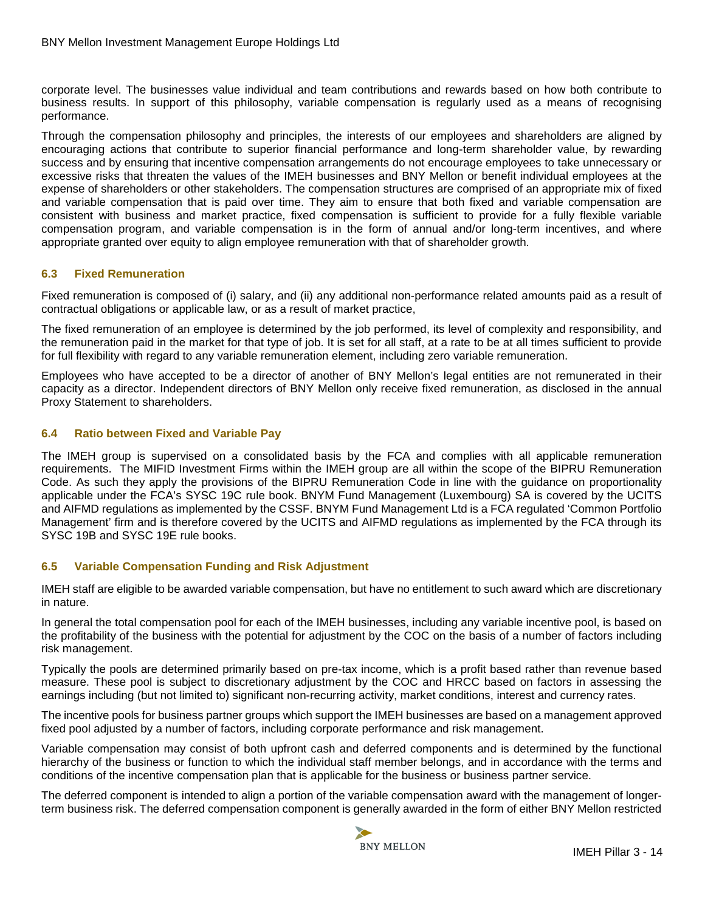corporate level. The businesses value individual and team contributions and rewards based on how both contribute to business results. In support of this philosophy, variable compensation is regularly used as a means of recognising performance.

Through the compensation philosophy and principles, the interests of our employees and shareholders are aligned by encouraging actions that contribute to superior financial performance and long-term shareholder value, by rewarding success and by ensuring that incentive compensation arrangements do not encourage employees to take unnecessary or excessive risks that threaten the values of the IMEH businesses and BNY Mellon or benefit individual employees at the expense of shareholders or other stakeholders. The compensation structures are comprised of an appropriate mix of fixed and variable compensation that is paid over time. They aim to ensure that both fixed and variable compensation are consistent with business and market practice, fixed compensation is sufficient to provide for a fully flexible variable compensation program, and variable compensation is in the form of annual and/or long-term incentives, and where appropriate granted over equity to align employee remuneration with that of shareholder growth.

### 6.3 Fixed Remuneration

Fixed remuneration is composed of (i) salary, and (ii) any additional non-performance related amounts paid as a result of contractual obligations or applicable law, or as a result of market practice,

The fixed remuneration of an employee is determined by the job performed, its level of complexity and responsibility, and the remuneration paid in the market for that type of job. It is set for all staff, at a rate to be at all times sufficient to provide for full flexibility with regard to any variable remuneration element, including zero variable remuneration.

Employees who have accepted to be a director of another of BNY Mellon's legal entities are not remunerated in their capacity as a director. Independent directors of BNY Mellon only receive fixed remuneration, as disclosed in the annual Proxy Statement to shareholders.

### 6.4 Ratio between Fixed and Variable Pay

The IMEH group is supervised on a consolidated basis by the FCA and complies with all applicable remuneration requirements. The MIFID Investment Firms within the IMEH group are all within the scope of the BIPRU Remuneration Code. As such they apply the provisions of the BIPRU Remuneration Code in line with the guidance on proportionality applicable under the FCA's SYSC 19C rule book. BNYM Fund Management (Luxembourg) SA is covered by the UCITS and AIFMD regulations as implemented by the CSSF. BNYM Fund Management Ltd is a FCA regulated 'Common Portfolio Management' firm and is therefore covered by the UCITS and AIFMD regulations as implemented by the FCA through its SYSC 19B and SYSC 19E rule books.

### 6.5 Variable Compensation Funding and Risk Adjustment

IMEH staff are eligible to be awarded variable compensation, but have no entitlement to such award which are discretionary in nature.

In general the total compensation pool for each of the IMEH businesses, including any variable incentive pool, is based on the profitability of the business with the potential for adjustment by the COC on the basis of a number of factors including risk management.

Typically the pools are determined primarily based on pre-tax income, which is a profit based rather than revenue based measure. These pool is subject to discretionary adjustment by the COC and HRCC based on factors in assessing the earnings including (but not limited to) significant non-recurring activity, market conditions, interest and currency rates.

The incentive pools for business partner groups which support the IMEH businesses are based on a management approved fixed pool adjusted by a number of factors, including corporate performance and risk management.

Variable compensation may consist of both upfront cash and deferred components and is determined by the functional hierarchy of the business or function to which the individual staff member belongs, and in accordance with the terms and conditions of the incentive compensation plan that is applicable for the business or business partner service.

The deferred component is intended to align a portion of the variable compensation award with the management of longer-term business risk. The deferred compensation component is generally awarded in the form of either BNY Mellon restricted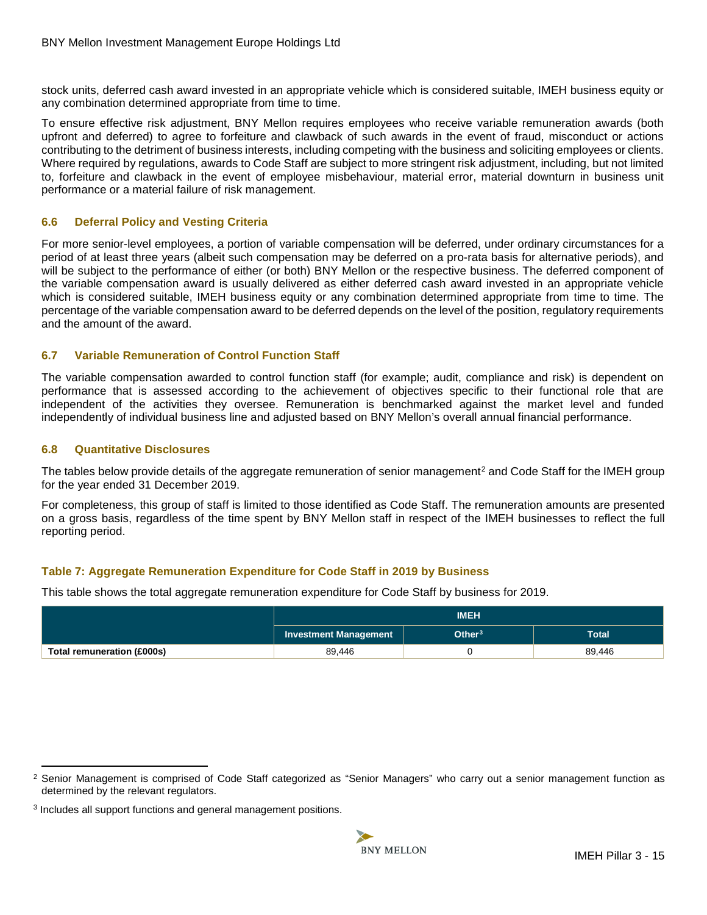stock units, deferred cash award invested in an appropriate vehicle which is considered suitable, IMEH business equity or any combination determined appropriate from time to time.

To ensure effective risk adjustment, BNY Mellon requires employees who receive variable remuneration awards (both upfront and deferred) to agree to forfeiture and clawback of such awards in the event of fraud, misconduct or actions contributing to the detriment of business interests, including competing with the business and soliciting employees or clients. Where required by regulations, awards to Code Staff are subject to more stringent risk adjustment, including, but not limited to, forfeiture and clawback in the event of employee misbehaviour, material error, material downturn in business unit performance or a material failure of risk management.

### 6.6 Deferral Policy and Vesting Criteria

For more senior-level employees, a portion of variable compensation will be deferred, under ordinary circumstances for a period of at least three years (albeit such compensation may be deferred on a pro-rata basis for alternative periods), and will be subject to the performance of either (or both) BNY Mellon or the respective business. The deferred component of the variable compensation award is usually delivered as either deferred cash award invested in an appropriate vehicle which is considered suitable, IMEH business equity or any combination determined appropriate from time to time. The percentage of the variable compensation award to be deferred depends on the level of the position, regulatory requirements and the amount of the award.

### 6.7 Variable Remuneration of Control Function Staff

The variable compensation awarded to control function staff (for example; audit, compliance and risk) is dependent on performance that is assessed according to the achievement of objectives specific to their functional role that are independent of the activities they oversee. Remuneration is benchmarked against the market level and funded independently of individual business line and adjusted based on BNY Mellon's overall annual financial performance.

### 6.8 Quantitative Disclosures

The tables below provide details of the aggregate remuneration of senior management[2] and Code Staff for the IMEH group for the year ended 31 December 2019.

For completeness, this group of staff is limited to those identified as Code Staff. The remuneration amounts are presented on a gross basis, regardless of the time spent by BNY Mellon staff in respect of the IMEH businesses to reflect the full reporting period.

#### Table 7: Aggregate Remuneration Expenditure for Code Staff in 2019 by Business

This table shows the total aggregate remuneration expenditure for Code Staff by business for 2019.

| | IMEH | | |
|---|---|---|---|
| | Investment Management | Other[3] | Total |
| **Total remuneration (£000s)** | 89,446 | 0 | 89,446 |

[2] Senior Management is comprised of Code Staff categorized as "Senior Managers" who carry out a senior management function as determined by the relevant regulators.

[3] Includes all support functions and general management positions.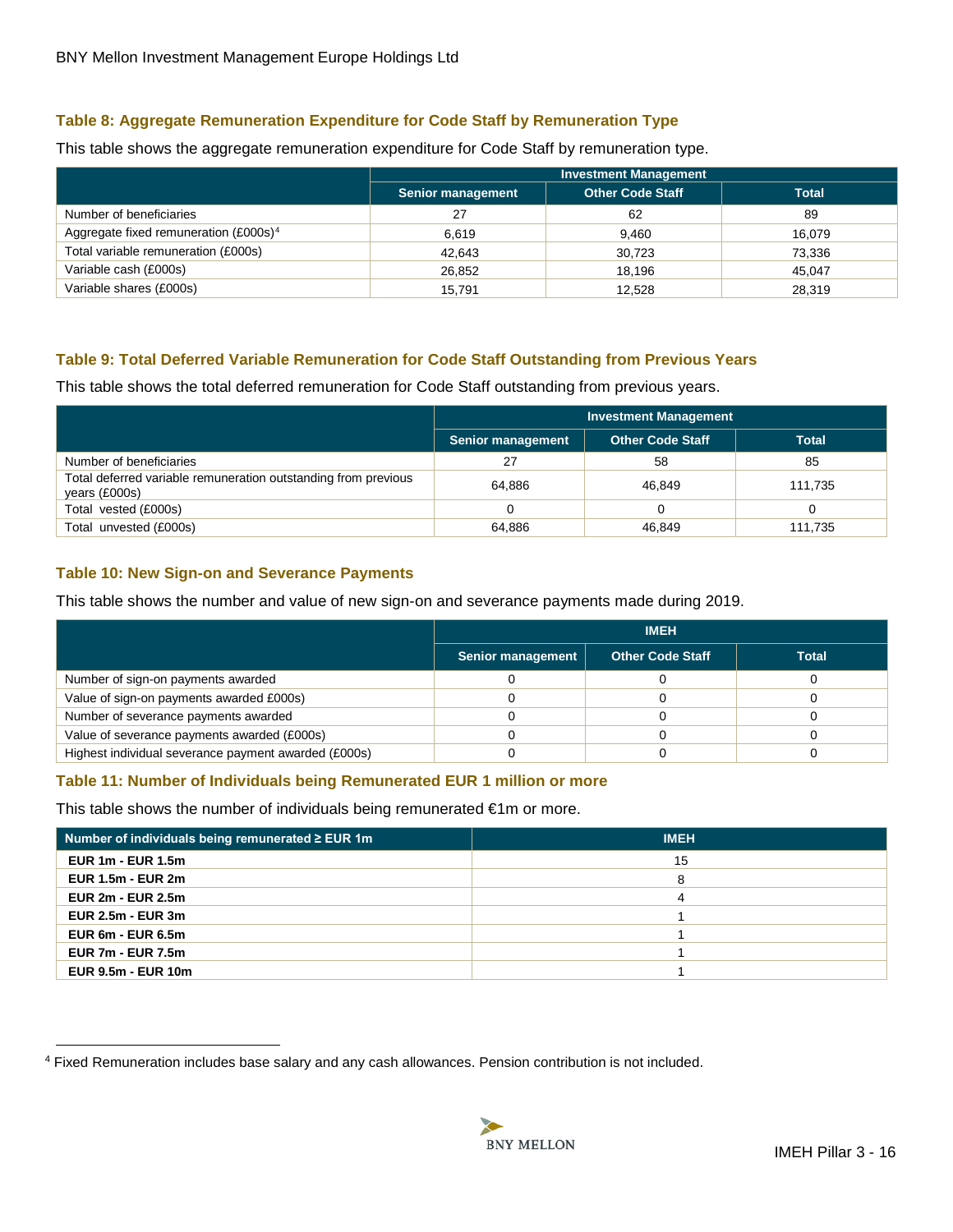### Table 8: Aggregate Remuneration Expenditure for Code Staff by Remuneration Type

This table shows the aggregate remuneration expenditure for Code Staff by remuneration type.

| | Investment Management | | |
|---|---|---|---|
| | Senior management | Other Code Staff | Total |
| Number of beneficiaries | 27 | 62 | 89 |
| Aggregate fixed remuneration (£000s)[4] | 6,619 | 9,460 | 16,079 |
| Total variable remuneration (£000s) | 42,643 | 30,723 | 73,336 |
| Variable cash (£000s) | 26,852 | 18,196 | 45,047 |
| Variable shares (£000s) | 15,791 | 12,528 | 28,319 |

### Table 9: Total Deferred Variable Remuneration for Code Staff Outstanding from Previous Years

This table shows the total deferred remuneration for Code Staff outstanding from previous years.

| | Investment Management | | |
|---|---|---|---|
| | Senior management | Other Code Staff | Total |
| Number of beneficiaries | 27 | 58 | 85 |
| Total deferred variable remuneration outstanding from previous years (£000s) | 64,886 | 46,849 | 111,735 |
| Total vested (£000s) | 0 | 0 | 0 |
| Total unvested (£000s) | 64,886 | 46,849 | 111,735 |

### Table 10: New Sign-on and Severance Payments

This table shows the number and value of new sign-on and severance payments made during 2019.

| | IMEH | | |
|---|---|---|---|
| | Senior management | Other Code Staff | Total |
| Number of sign-on payments awarded | 0 | 0 | 0 |
| Value of sign-on payments awarded £000s) | 0 | 0 | 0 |
| Number of severance payments awarded | 0 | 0 | 0 |
| Value of severance payments awarded (£000s) | 0 | 0 | 0 |
| Highest individual severance payment awarded (£000s) | 0 | 0 | 0 |

### Table 11: Number of Individuals being Remunerated EUR 1 million or more

This table shows the number of individuals being remunerated €1m or more.

| Number of individuals being remunerated ≥ EUR 1m | IMEH |
|---|---|
| **EUR 1m - EUR 1.5m** | 15 |
| **EUR 1.5m - EUR 2m** | 8 |
| **EUR 2m - EUR 2.5m** | 4 |
| **EUR 2.5m - EUR 3m** | 1 |
| **EUR 6m - EUR 6.5m** | 1 |
| **EUR 7m - EUR 7.5m** | 1 |
| **EUR 9.5m - EUR 10m** | 1 |

[4] Fixed Remuneration includes base salary and any cash allowances. Pension contribution is not included.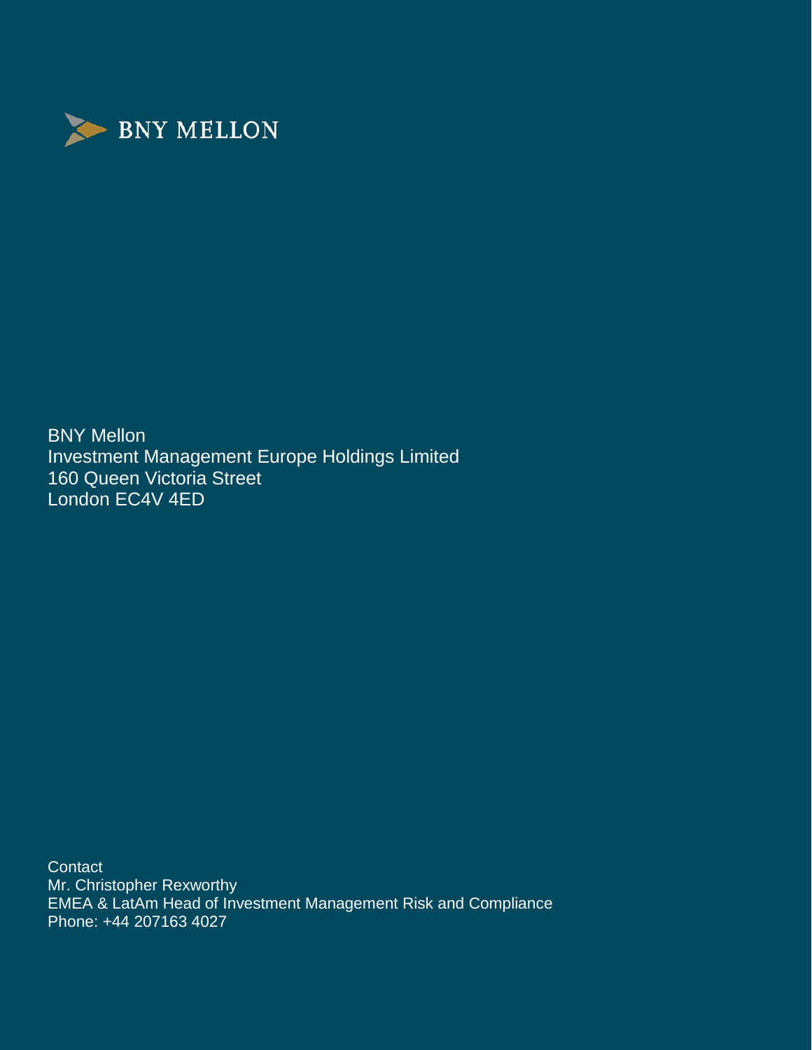BNY MELLON

BNY Mellon
Investment Management Europe Holdings Limited
160 Queen Victoria Street
London EC4V 4ED

Contact
Mr. Christopher Rexworthy
EMEA & LatAm Head of Investment Management Risk and Compliance
Phone: +44 207163 4027